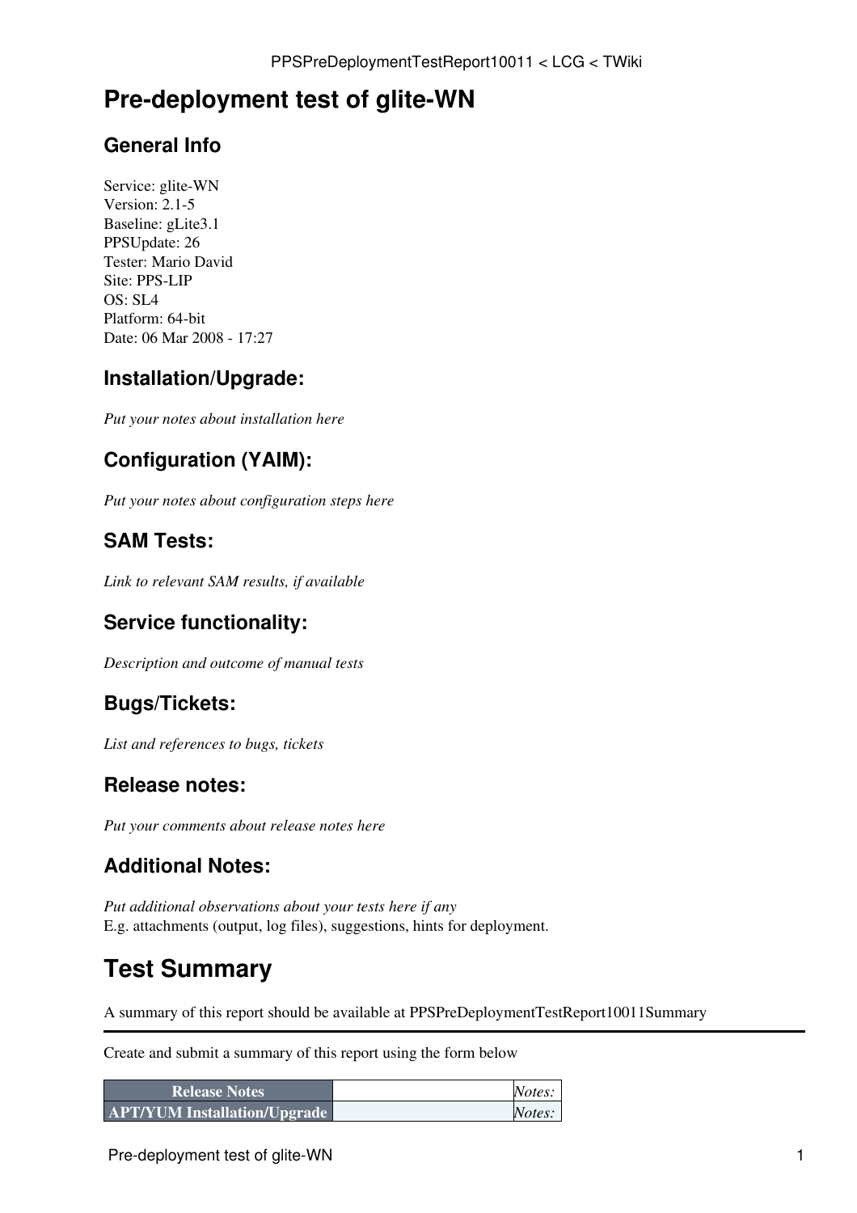# Pre-deployment test of glite-WN

## General Info

Service: glite-WN
Version: 2.1-5
Baseline: gLite3.1
PPSUpdate: 26
Tester: Mario David
Site: PPS-LIP
OS: SL4
Platform: 64-bit
Date: 06 Mar 2008 - 17:27

## Installation/Upgrade:

*Put your notes about installation here*

## Configuration (YAIM):

*Put your notes about configuration steps here*

## SAM Tests:

*Link to relevant SAM results, if available*

## Service functionality:

*Description and outcome of manual tests*

## Bugs/Tickets:

*List and references to bugs, tickets*

## Release notes:

*Put your comments about release notes here*

## Additional Notes:

*Put additional observations about your tests here if any*
E.g. attachments (output, log files), suggestions, hints for deployment.

# Test Summary

A summary of this report should be available at PPSPreDeploymentTestReport10011Summary

---

Create and submit a summary of this report using the form below

| | | |
|---|---|---|
| **Release Notes** | | *Notes:* |
| **APT/YUM Installation/Upgrade** | | *Notes:* |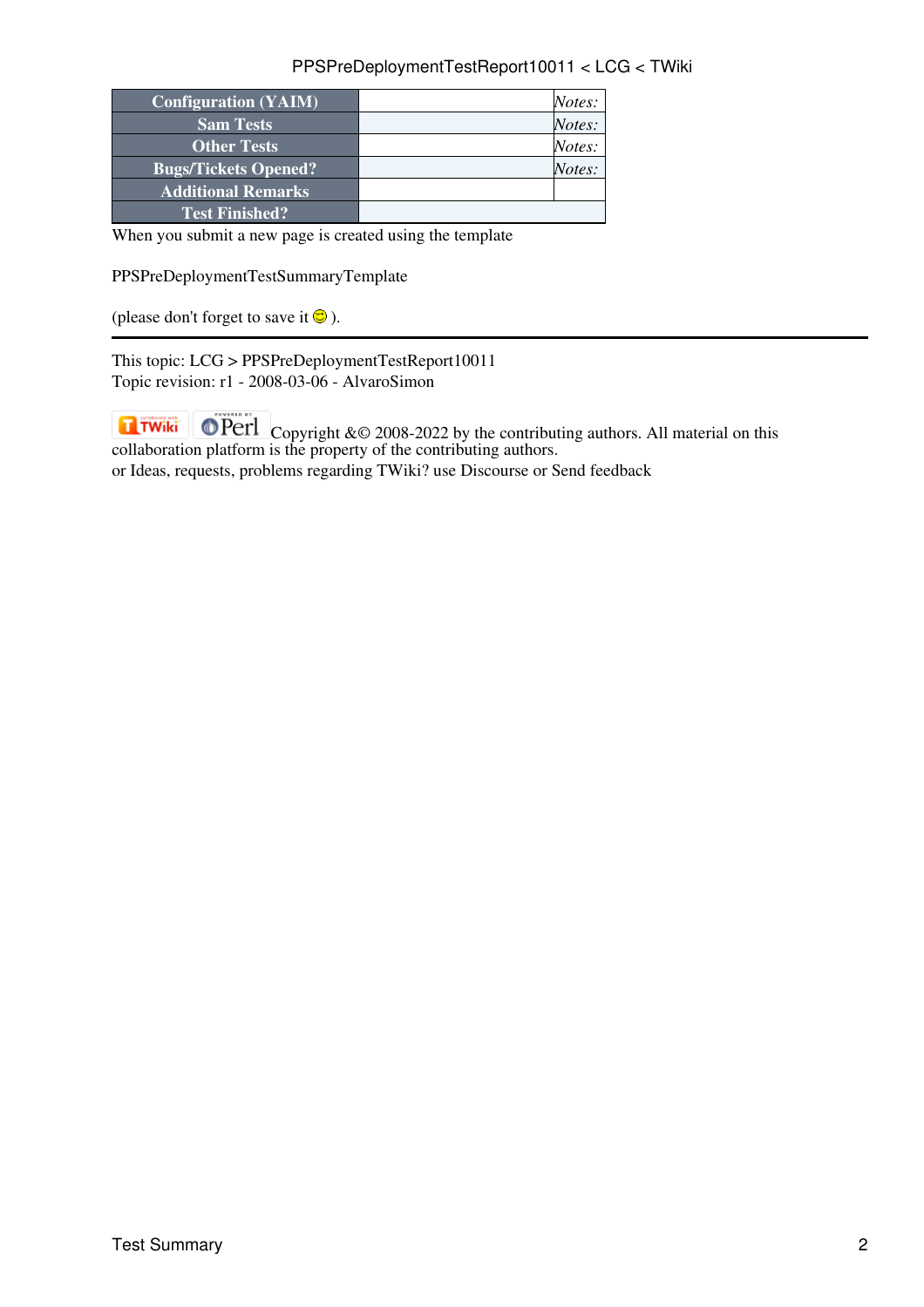| | | |
|---|---|---|
| **Configuration (YAIM)** | | *Notes:* |
| **Sam Tests** | | *Notes:* |
| **Other Tests** | | *Notes:* |
| **Bugs/Tickets Opened?** | | *Notes:* |
| **Additional Remarks** | | |
| **Test Finished?** | | |

When you submit a new page is created using the template

PPSPreDeploymentTestSummaryTemplate

(please don't forget to save it 😉 ).

---

This topic: LCG > PPSPreDeploymentTestReport10011
Topic revision: r1 - 2008-03-06 - AlvaroSimon

Copyright &© 2008-2022 by the contributing authors. All material on this collaboration platform is the property of the contributing authors.
or Ideas, requests, problems regarding TWiki? use Discourse or Send feedback